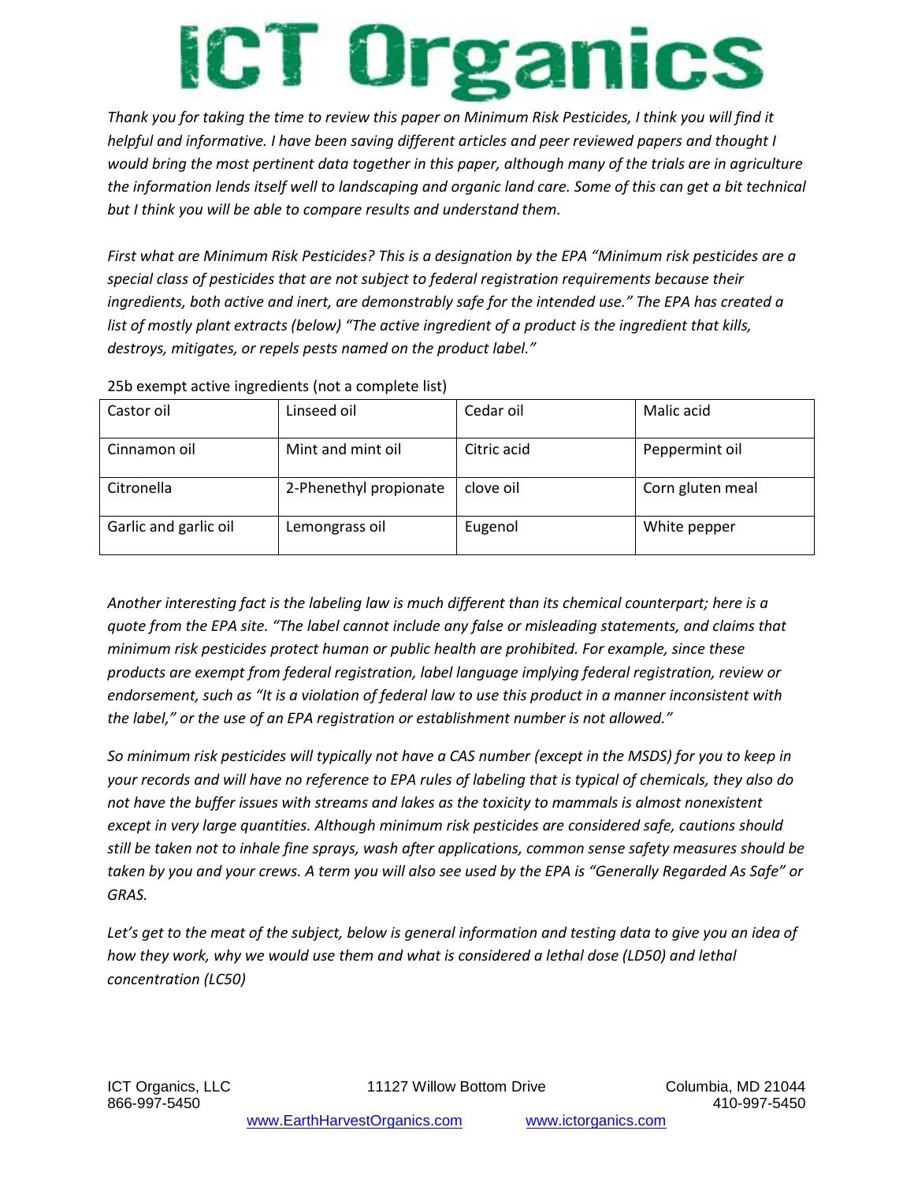# ICT Organics

*Thank you for taking the time to review this paper on Minimum Risk Pesticides, I think you will find it helpful and informative. I have been saving different articles and peer reviewed papers and thought I would bring the most pertinent data together in this paper, although many of the trials are in agriculture the information lends itself well to landscaping and organic land care. Some of this can get a bit technical but I think you will be able to compare results and understand them.*

*First what are Minimum Risk Pesticides? This is a designation by the EPA "Minimum risk pesticides are a special class of pesticides that are not subject to federal registration requirements because their ingredients, both active and inert, are demonstrably safe for the intended use." The EPA has created a list of mostly plant extracts (below) "The active ingredient of a product is the ingredient that kills, destroys, mitigates, or repels pests named on the product label."*

25b exempt active ingredients (not a complete list)

| Castor oil | Linseed oil | Cedar oil | Malic acid |
|---|---|---|---|
| Cinnamon oil | Mint and mint oil | Citric acid | Peppermint oil |
| Citronella | 2-Phenethyl propionate | clove oil | Corn gluten meal |
| Garlic and garlic oil | Lemongrass oil | Eugenol | White pepper |

*Another interesting fact is the labeling law is much different than its chemical counterpart; here is a quote from the EPA site. "The label cannot include any false or misleading statements, and claims that minimum risk pesticides protect human or public health are prohibited. For example, since these products are exempt from federal registration, label language implying federal registration, review or endorsement, such as "It is a violation of federal law to use this product in a manner inconsistent with the label," or the use of an EPA registration or establishment number is not allowed."*

*So minimum risk pesticides will typically not have a CAS number (except in the MSDS) for you to keep in your records and will have no reference to EPA rules of labeling that is typical of chemicals, they also do not have the buffer issues with streams and lakes as the toxicity to mammals is almost nonexistent except in very large quantities. Although minimum risk pesticides are considered safe, cautions should still be taken not to inhale fine sprays, wash after applications, common sense safety measures should be taken by you and your crews. A term you will also see used by the EPA is "Generally Regarded As Safe" or GRAS.*

*Let's get to the meat of the subject, below is general information and testing data to give you an idea of how they work, why we would use them and what is considered a lethal dose (LD50) and lethal concentration (LC50)*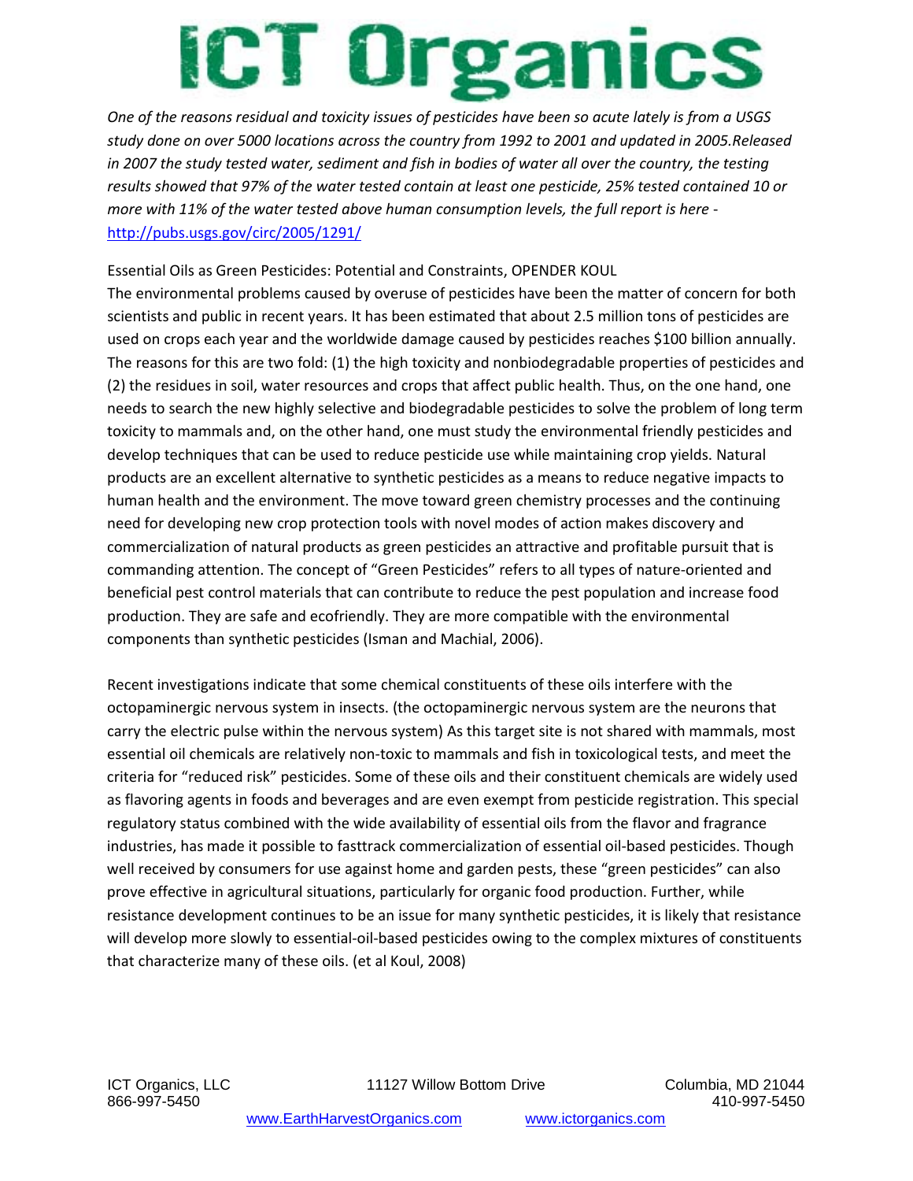# ICT Organics

*One of the reasons residual and toxicity issues of pesticides have been so acute lately is from a USGS study done on over 5000 locations across the country from 1992 to 2001 and updated in 2005.Released in 2007 the study tested water, sediment and fish in bodies of water all over the country, the testing results showed that 97% of the water tested contain at least one pesticide, 25% tested contained 10 or more with 11% of the water tested above human consumption levels, the full report is here -* http://pubs.usgs.gov/circ/2005/1291/

Essential Oils as Green Pesticides: Potential and Constraints, OPENDER KOUL

The environmental problems caused by overuse of pesticides have been the matter of concern for both scientists and public in recent years. It has been estimated that about 2.5 million tons of pesticides are used on crops each year and the worldwide damage caused by pesticides reaches $100 billion annually. The reasons for this are two fold: (1) the high toxicity and nonbiodegradable properties of pesticides and (2) the residues in soil, water resources and crops that affect public health. Thus, on the one hand, one needs to search the new highly selective and biodegradable pesticides to solve the problem of long term toxicity to mammals and, on the other hand, one must study the environmental friendly pesticides and develop techniques that can be used to reduce pesticide use while maintaining crop yields. Natural products are an excellent alternative to synthetic pesticides as a means to reduce negative impacts to human health and the environment. The move toward green chemistry processes and the continuing need for developing new crop protection tools with novel modes of action makes discovery and commercialization of natural products as green pesticides an attractive and profitable pursuit that is commanding attention. The concept of "Green Pesticides" refers to all types of nature-oriented and beneficial pest control materials that can contribute to reduce the pest population and increase food production. They are safe and ecofriendly. They are more compatible with the environmental components than synthetic pesticides (Isman and Machial, 2006).

Recent investigations indicate that some chemical constituents of these oils interfere with the octopaminergic nervous system in insects. (the octopaminergic nervous system are the neurons that carry the electric pulse within the nervous system) As this target site is not shared with mammals, most essential oil chemicals are relatively non-toxic to mammals and fish in toxicological tests, and meet the criteria for "reduced risk" pesticides. Some of these oils and their constituent chemicals are widely used as flavoring agents in foods and beverages and are even exempt from pesticide registration. This special regulatory status combined with the wide availability of essential oils from the flavor and fragrance industries, has made it possible to fasttrack commercialization of essential oil-based pesticides. Though well received by consumers for use against home and garden pests, these "green pesticides" can also prove effective in agricultural situations, particularly for organic food production. Further, while resistance development continues to be an issue for many synthetic pesticides, it is likely that resistance will develop more slowly to essential-oil-based pesticides owing to the complex mixtures of constituents that characterize many of these oils. (et al Koul, 2008)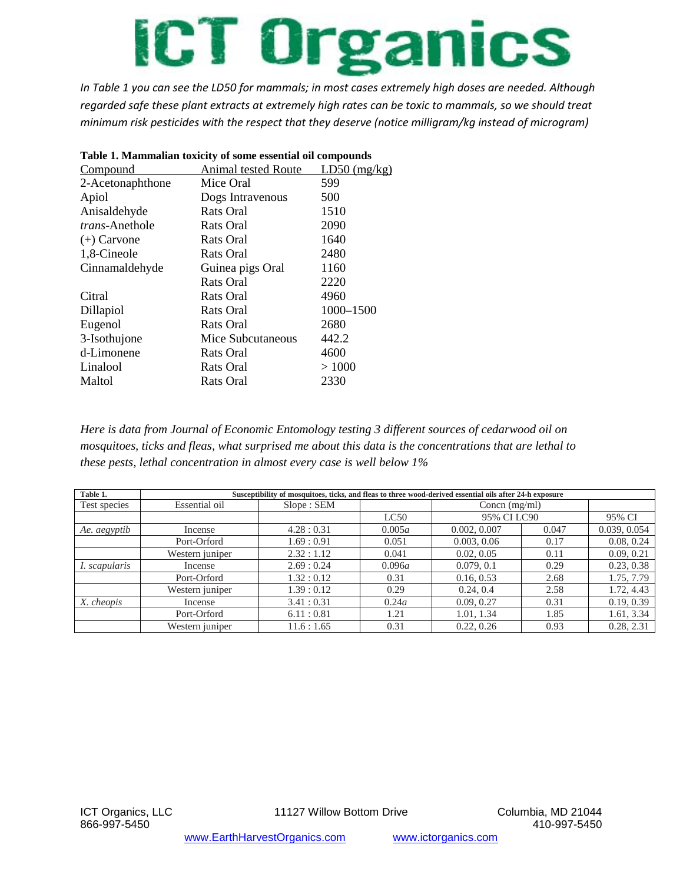# ICT Organics

*In Table 1 you can see the LD50 for mammals; in most cases extremely high doses are needed. Although regarded safe these plant extracts at extremely high rates can be toxic to mammals, so we should treat minimum risk pesticides with the respect that they deserve (notice milligram/kg instead of microgram)*

**Table 1. Mammalian toxicity of some essential oil compounds**

| Compound | Animal tested Route | LD50 (mg/kg) |
|---|---|---|
| 2-Acetonaphthone | Mice Oral | 599 |
| Apiol | Dogs Intravenous | 500 |
| Anisaldehyde | Rats Oral | 1510 |
| *trans*-Anethole | Rats Oral | 2090 |
| (+) Carvone | Rats Oral | 1640 |
| 1,8-Cineole | Rats Oral | 2480 |
| Cinnamaldehyde | Guinea pigs Oral | 1160 |
| | Rats Oral | 2220 |
| Citral | Rats Oral | 4960 |
| Dillapiol | Rats Oral | 1000–1500 |
| Eugenol | Rats Oral | 2680 |
| 3-Isothujone | Mice Subcutaneous | 442.2 |
| d-Limonene | Rats Oral | 4600 |
| Linalool | Rats Oral | > 1000 |
| Maltol | Rats Oral | 2330 |

*Here is data from Journal of Economic Entomology testing 3 different sources of cedarwood oil on mosquitoes, ticks and fleas, what surprised me about this data is the concentrations that are lethal to these pests, lethal concentration in almost every case is well below 1%*

**Table 1.** Susceptibility of mosquitoes, ticks, and fleas to three wood-derived essential oils after 24-h exposure

| Test species | Essential oil | Slope : SEM | Concn (mg/ml) | | | |
|---|---|---|---|---|---|---|
| | | | LC50 | 95% CI | LC90 | 95% CI |
| *Ae. aegyptib* | Incense | 4.28 : 0.31 | 0.005*a* | 0.002, 0.007 | 0.047 | 0.039, 0.054 |
| | Port-Orford | 1.69 : 0.91 | 0.051 | 0.003, 0.06 | 0.17 | 0.08, 0.24 |
| | Western juniper | 2.32 : 1.12 | 0.041 | 0.02, 0.05 | 0.11 | 0.09, 0.21 |
| *I. scapularis* | Incense | 2.69 : 0.24 | 0.096*a* | 0.079, 0.1 | 0.29 | 0.23, 0.38 |
| | Port-Orford | 1.32 : 0.12 | 0.31 | 0.16, 0.53 | 2.68 | 1.75, 7.79 |
| | Western juniper | 1.39 : 0.12 | 0.29 | 0.24, 0.4 | 2.58 | 1.72, 4.43 |
| *X. cheopis* | Incense | 3.41 : 0.31 | 0.24*a* | 0.09, 0.27 | 0.31 | 0.19, 0.39 |
| | Port-Orford | 6.11 : 0.81 | 1.21 | 1.01, 1.34 | 1.85 | 1.61, 3.34 |
| | Western juniper | 11.6 : 1.65 | 0.31 | 0.22, 0.26 | 0.93 | 0.28, 2.31 |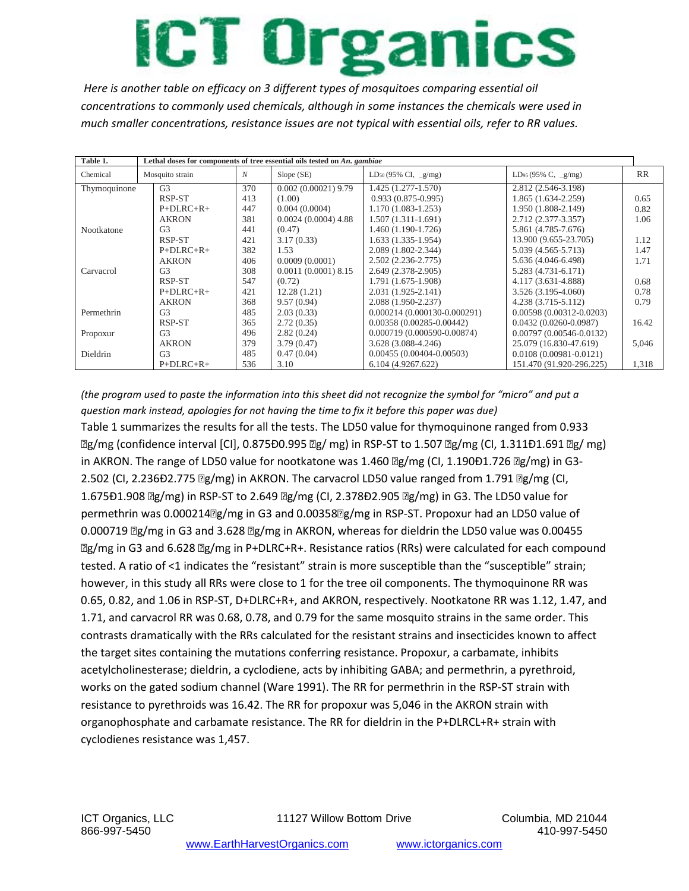# ICT Organics

*Here is another table on efficacy on 3 different types of mosquitoes comparing essential oil concentrations to commonly used chemicals, although in some instances the chemicals were used in much smaller concentrations, resistance issues are not typical with essential oils, refer to RR values.*

| Table 1. | Lethal doses for components of tree essential oils tested on *An. gambiae* | | | | | |
|---|---|---|---|---|---|---|
| Chemical | Mosquito strain | *N* | Slope (SE) | $LD_{50}$ (95% CI, _g/mg) | $LD_{95}$ (95% C, _g/mg) | RR |
| Thymoquinone | G3 | 370 | 0.002 (0.00021) 9.79 | 1.425 (1.277-1.570) | 2.812 (2.546-3.198) | |
| | RSP-ST | 413 | (1.00) | 0.933 (0.875-0.995) | 1.865 (1.634-2.259) | 0.65 |
| | P+DLRC+R+ | 447 | 0.004 (0.0004) | 1.170 (1.083-1.253) | 1.950 (1.808-2.149) | 0.82 |
| | AKRON | 381 | 0.0024 (0.0004) 4.88 | 1.507 (1.311-1.691) | 2.712 (2.377-3.357) | 1.06 |
| Nootkatone | G3 | 441 | (0.47) | 1.460 (1.190-1.726) | 5.861 (4.785-7.676) | |
| | RSP-ST | 421 | 3.17 (0.33) | 1.633 (1.335-1.954) | 13.900 (9.655-23.705) | 1.12 |
| | P+DLRC+R+ | 382 | 1.53 | 2.089 (1.802-2.344) | 5.039 (4.565-5.713) | 1.47 |
| | AKRON | 406 | 0.0009 (0.0001) | 2.502 (2.236-2.775) | 5.636 (4.046-6.498) | 1.71 |
| Carvacrol | G3 | 308 | 0.0011 (0.0001) 8.15 | 2.649 (2.378-2.905) | 5.283 (4.731-6.171) | |
| | RSP-ST | 547 | (0.72) | 1.791 (1.675-1.908) | 4.117 (3.631-4.888) | 0.68 |
| | P+DLRC+R+ | 421 | 12.28 (1.21) | 2.031 (1.925-2.141) | 3.526 (3.195-4.060) | 0.78 |
| | AKRON | 368 | 9.57 (0.94) | 2.088 (1.950-2.237) | 4.238 (3.715-5.112) | 0.79 |
| Permethrin | G3 | 485 | 2.03 (0.33) | 0.000214 (0.000130-0.000291) | 0.00598 (0.00312-0.0203) | |
| | RSP-ST | 365 | 2.72 (0.35) | 0.00358 (0.00285-0.00442) | 0.0432 (0.0260-0.0987) | 16.42 |
| Propoxur | G3 | 496 | 2.82 (0.24) | 0.000719 (0.000590-0.00874) | 0.00797 (0.00546-0.0132) | |
| | AKRON | 379 | 3.79 (0.47) | 3.628 (3.088-4.246) | 25.079 (16.830-47.619) | 5,046 |
| Dieldrin | G3 | 485 | 0.47 (0.04) | 0.00455 (0.00404-0.00503) | 0.0108 (0.00981-0.0121) | |
| | P+DLRC+R+ | 536 | 3.10 | 6.104 (4.9267.622) | 151.470 (91.920-296.225) | 1,318 |

*(the program used to paste the information into this sheet did not recognize the symbol for "micro" and put a question mark instead, apologies for not having the time to fix it before this paper was due)*

Table 1 summarizes the results for all the tests. The LD50 value for thymoquinone ranged from 0.933 ?g/mg (confidence interval [CI], 0.875Ð0.995 ?g/ mg) in RSP-ST to 1.507 ?g/mg (CI, 1.311Ð1.691 ?g/ mg) in AKRON. The range of LD50 value for nootkatone was 1.460 ?g/mg (CI, 1.190Ð1.726 ?g/mg) in G3-2.502 (CI, 2.236Ð2.775 ?g/mg) in AKRON. The carvacrol LD50 value ranged from 1.791 ?g/mg (CI, 1.675Ð1.908 ?g/mg) in RSP-ST to 2.649 ?g/mg (CI, 2.378Ð2.905 ?g/mg) in G3. The LD50 value for permethrin was 0.000214?g/mg in G3 and 0.00358?g/mg in RSP-ST. Propoxur had an LD50 value of 0.000719 ?g/mg in G3 and 3.628 ?g/mg in AKRON, whereas for dieldrin the LD50 value was 0.00455 ?g/mg in G3 and 6.628 ?g/mg in P+DLRC+R+. Resistance ratios (RRs) were calculated for each compound tested. A ratio of <1 indicates the "resistant" strain is more susceptible than the "susceptible" strain; however, in this study all RRs were close to 1 for the tree oil components. The thymoquinone RR was 0.65, 0.82, and 1.06 in RSP-ST, D+DLRC+R+, and AKRON, respectively. Nootkatone RR was 1.12, 1.47, and 1.71, and carvacrol RR was 0.68, 0.78, and 0.79 for the same mosquito strains in the same order. This contrasts dramatically with the RRs calculated for the resistant strains and insecticides known to affect the target sites containing the mutations conferring resistance. Propoxur, a carbamate, inhibits acetylcholinesterase; dieldrin, a cyclodiene, acts by inhibiting GABA; and permethrin, a pyrethroid, works on the gated sodium channel (Ware 1991). The RR for permethrin in the RSP-ST strain with resistance to pyrethroids was 16.42. The RR for propoxur was 5,046 in the AKRON strain with organophosphate and carbamate resistance. The RR for dieldrin in the P+DLRCL+R+ strain with cyclodienes resistance was 1,457.

ICT Organics, LLC 11127 Willow Bottom Drive Columbia, MD 21044
866-997-5450 410-997-5450
www.EarthHarvestOrganics.com www.ictorganics.com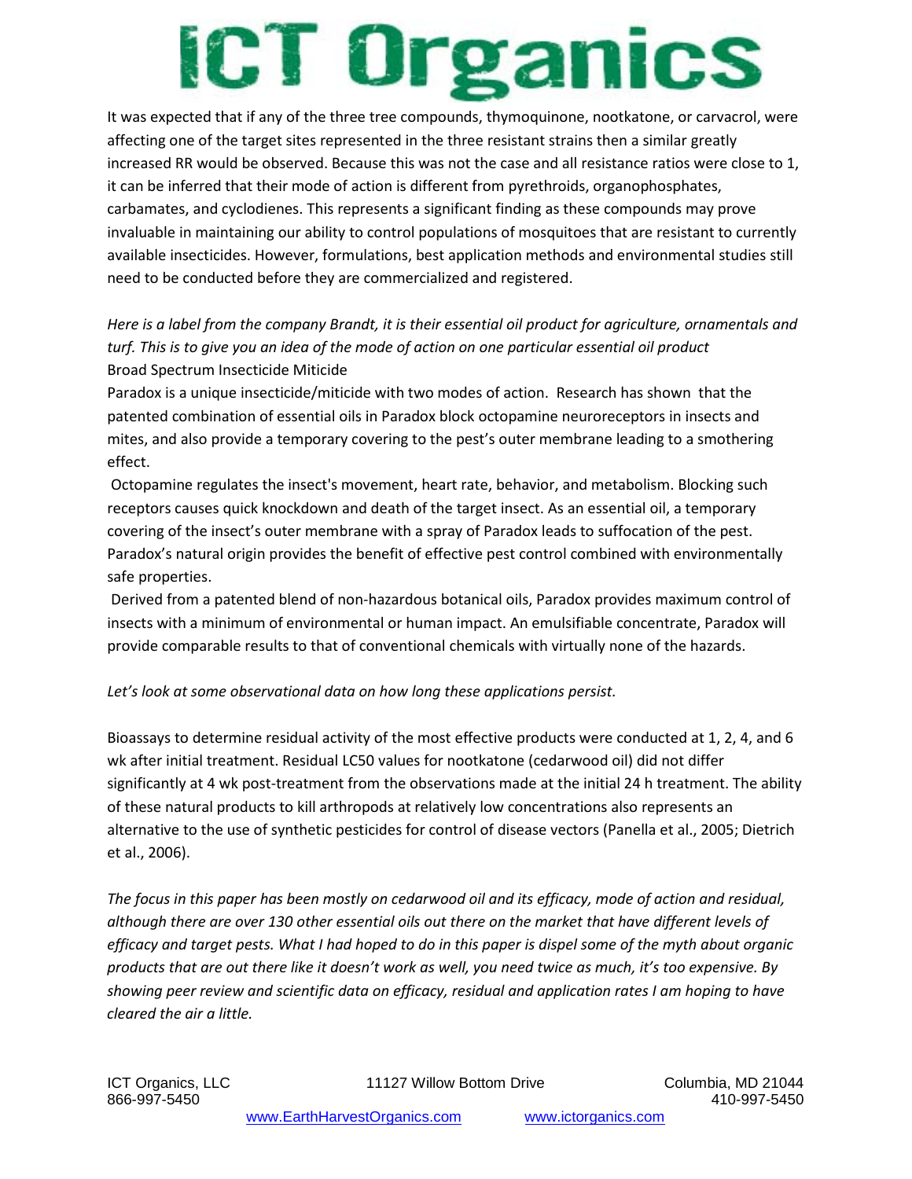It was expected that if any of the three tree compounds, thymoquinone, nootkatone, or carvacrol, were affecting one of the target sites represented in the three resistant strains then a similar greatly increased RR would be observed. Because this was not the case and all resistance ratios were close to 1, it can be inferred that their mode of action is different from pyrethroids, organophosphates, carbamates, and cyclodienes. This represents a significant finding as these compounds may prove invaluable in maintaining our ability to control populations of mosquitoes that are resistant to currently available insecticides. However, formulations, best application methods and environmental studies still need to be conducted before they are commercialized and registered.

*Here is a label from the company Brandt, it is their essential oil product for agriculture, ornamentals and turf. This is to give you an idea of the mode of action on one particular essential oil product*

Broad Spectrum Insecticide Miticide

Paradox is a unique insecticide/miticide with two modes of action. Research has shown that the patented combination of essential oils in Paradox block octopamine neuroreceptors in insects and mites, and also provide a temporary covering to the pest's outer membrane leading to a smothering effect.

Octopamine regulates the insect's movement, heart rate, behavior, and metabolism. Blocking such receptors causes quick knockdown and death of the target insect. As an essential oil, a temporary covering of the insect's outer membrane with a spray of Paradox leads to suffocation of the pest. Paradox's natural origin provides the benefit of effective pest control combined with environmentally safe properties.

Derived from a patented blend of non-hazardous botanical oils, Paradox provides maximum control of insects with a minimum of environmental or human impact. An emulsifiable concentrate, Paradox will provide comparable results to that of conventional chemicals with virtually none of the hazards.

*Let's look at some observational data on how long these applications persist.*

Bioassays to determine residual activity of the most effective products were conducted at 1, 2, 4, and 6 wk after initial treatment. Residual LC50 values for nootkatone (cedarwood oil) did not differ significantly at 4 wk post-treatment from the observations made at the initial 24 h treatment. The ability of these natural products to kill arthropods at relatively low concentrations also represents an alternative to the use of synthetic pesticides for control of disease vectors (Panella et al., 2005; Dietrich et al., 2006).

*The focus in this paper has been mostly on cedarwood oil and its efficacy, mode of action and residual, although there are over 130 other essential oils out there on the market that have different levels of efficacy and target pests. What I had hoped to do in this paper is dispel some of the myth about organic products that are out there like it doesn't work as well, you need twice as much, it's too expensive. By showing peer review and scientific data on efficacy, residual and application rates I am hoping to have cleared the air a little.*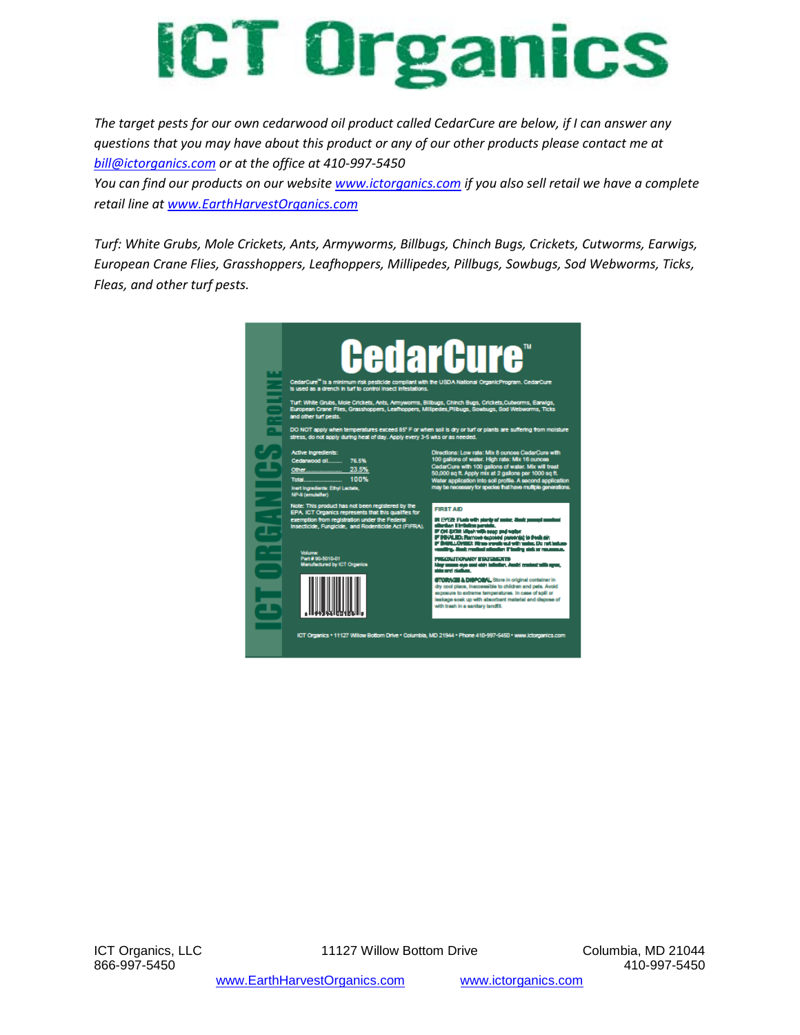# ICT Organics

*The target pests for our own cedarwood oil product called CedarCure are below, if I can answer any questions that you may have about this product or any of our other products please contact me at [bill@ictorganics.com](mailto:bill@ictorganics.com) or at the office at 410-997-5450*

*You can find our products on our website [www.ictorganics.com](http://www.ictorganics.com) if you also sell retail we have a complete retail line at [www.EarthHarvestOrganics.com](http://www.EarthHarvestOrganics.com)*

*Turf: White Grubs, Mole Crickets, Ants, Armyworms, Billbugs, Chinch Bugs, Crickets, Cutworms, Earwigs, European Crane Flies, Grasshoppers, Leafhoppers, Millipedes, Pillbugs, Sowbugs, Sod Webworms, Ticks, Fleas, and other turf pests.*

ICT ORGANICS PROLINE

## CedarCure™

CedarCure™ is a minimum risk pesticide compliant with the USDA National Organic Program. CedarCure is used as a drench in turf to control insect infestations.

Turf: White Grubs, Mole Crickets, Ants, Armyworms, Billbugs, Chinch Bugs, Crickets, Cutworms, Earwigs, European Crane Flies, Grasshoppers, Leafhoppers, Millipedes, Pillbugs, Sowbugs, Sod Webworms, Ticks and other turf pests.

DO NOT apply when temperatures exceed 85° F or when soil is dry or turf or plants are suffering from moisture stress, do not apply during heat of day. Apply every 3-5 wks or as needed.

| Active Ingredients: | |
|---|---|
| Cedarwood oil | 76.5% |
| Other | 23.5% |
| Total | 100% |

Inert Ingredients: Ethyl Lactate, NP-9 (emulsifier)

Note: This product has not been registered by the EPA. ICT Organics represents that this qualifies for exemption from registration under the Federal Insecticide, Fungicide, and Rodenticide Act (FIFRA).

Volume:
Part # 90-5010-01
Manufactured by ICT Organics

Directions: Low rate: Mix 8 ounces CedarCure with 100 gallons of water. High rate: Mix 16 ounces CedarCure with 100 gallons of water. Mix will treat 50,000 sq ft. Apply mix at 2 gallons per 1000 sq ft. Water application into soil profile. A second application may be necessary for species that have multiple generations.

**FIRST AID**

**IF IN EYES: Flush with plenty of water. Seek prompt medical attention if irritation persists.**
**IF ON SKIN: Wash with soap and water.**
**IF INHALED: Remove exposed person(s) to fresh air.**
**IF SWALLOWED: Rinse mouth out with water. Do not induce vomiting. Seek medical attention if feeling sick or nauseous.**

**PRECAUTIONARY STATEMENTS**
**May cause eye and skin irritation. Avoid contact with eyes, skin and clothes.**

**STORAGE & DISPOSAL** Store in original container in dry cool place, inaccessible to children and pets. Avoid exposure to extreme temperatures. In case of spill or leakage soak up with absorbent material and dispose of with trash in a sanitary landfill.

ICT Organics • 11127 Willow Bottom Drive • Columbia, MD 21944 • Phone 410-997-5450 • www.ictorganics.com

ICT Organics, LLC
866-997-5450

11127 Willow Bottom Drive

Columbia, MD 21044
410-997-5450

[www.EarthHarvestOrganics.com](http://www.EarthHarvestOrganics.com) [www.ictorganics.com](http://www.ictorganics.com)